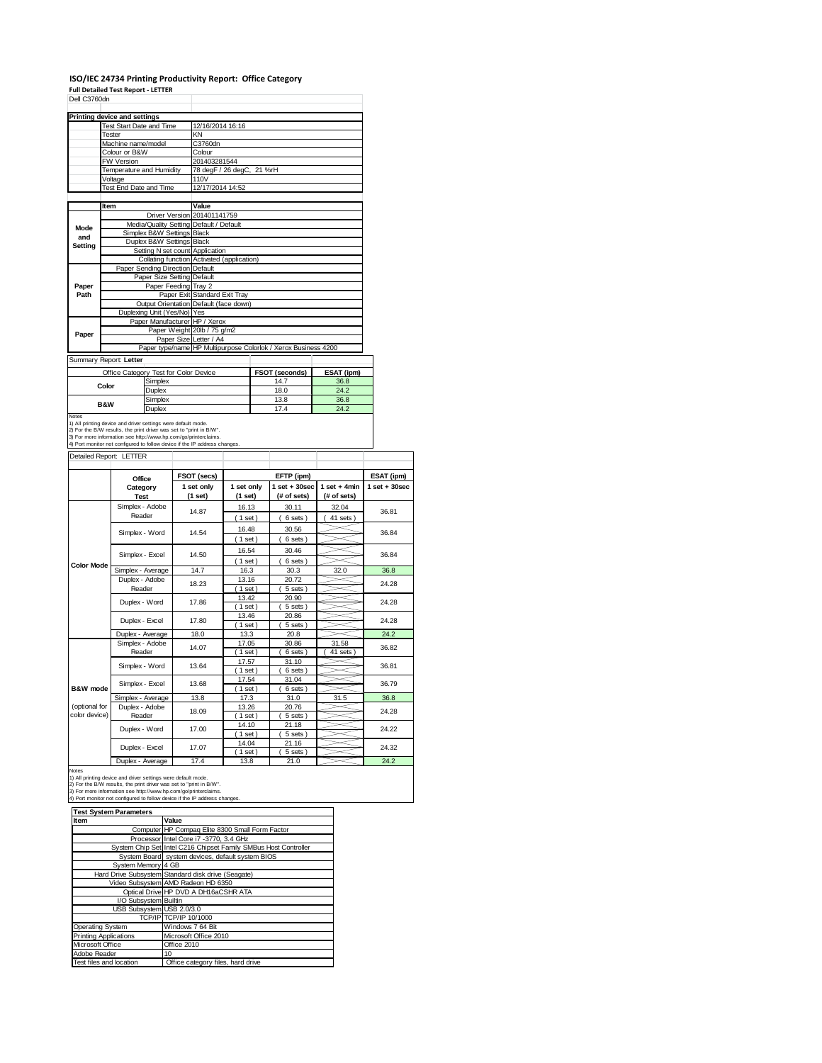# ISO/IEC 24734 Printing Productivity Report: Office Category

**Full Detailed Test Report - LETTER**

Dell C3760dn

| Printing device and settings | |
|---|---|
| Test Start Date and Time | 12/16/2014 16:16 |
| Tester | KN |
| Machine name/model | C3760dn |
| Colour or B&W | Colour |
| FW Version | 201403281544 |
| Temperature and Humidity | 78 degF / 26 degC, 21 %rH |
| Voltage | 110V |
| Test End Date and Time | 12/17/2014 14:52 |

| | Item | Value |
|---|---|---|
| Mode and Setting | Driver Version | 201401141759 |
| | Media/Quality Setting | Default / Default |
| | Simplex B&W Settings | Black |
| | Duplex B&W Settings | Black |
| | Setting N set count | Application |
| | Collating function | Activated (application) |
| Paper Path | Paper Sending Direction | Default |
| | Paper Size Setting | Default |
| | Paper Feeding | Tray 2 |
| | Paper Exit | Standard Exit Tray |
| | Output Orientation | Default (face down) |
| | Duplexing Unit (Yes/No) | Yes |
| Paper | Paper Manufacturer | HP / Xerox |
| | Paper Weight | 20lb / 75 g/m2 |
| | Paper Size | Letter / A4 |
| | Paper type/name | HP Multipurpose Colorlok / Xerox Business 4200 |

Summary Report: **Letter**

| Office Category Test for Color Device | | FSOT (seconds) | ESAT (ipm) |
|---|---|---|---|
| Color | Simplex | 14.7 | 36.8 |
| | Duplex | 18.0 | 24.2 |
| B&W | Simplex | 13.8 | 36.8 |
| | Duplex | 17.4 | 24.2 |

Notes
1) All printing device and driver settings were default mode.
2) For the B/W results, the print driver was set to "print in B/W".
3) For more information see http://www.hp.com/go/printerclaims.
4) Port monitor not configured to follow device if the IP address changes.

Detailed Report: LETTER

| | Office Category Test | FSOT (secs) 1 set only (1 set) | EFTP (ipm) 1 set only (1 set) | EFTP (ipm) 1 set + 30sec (# of sets) | EFTP (ipm) 1 set + 4min (# of sets) | ESAT (ipm) 1 set + 30sec |
|---|---|---|---|---|---|---|
| Color Mode | Simplex - Adobe Reader | 14.87 | 16.13 (1 set) | 30.11 (6 sets) | 32.04 (41 sets) | 36.81 |
| | Simplex - Word | 14.54 | 16.48 (1 set) | 30.56 (6 sets) | | 36.84 |
| | Simplex - Excel | 14.50 | 16.54 (1 set) | 30.46 (6 sets) | | 36.84 |
| | Simplex - Average | 14.7 | 16.3 | 30.3 | 32.0 | 36.8 |
| | Duplex - Adobe Reader | 18.23 | 13.16 (1 set) | 20.72 (5 sets) | | 24.28 |
| | Duplex - Word | 17.86 | 13.42 (1 set) | 20.90 (5 sets) | | 24.28 |
| | Duplex - Excel | 17.80 | 13.46 (1 set) | 20.86 (5 sets) | | 24.28 |
| | Duplex - Average | 18.0 | 13.3 | 20.8 | | 24.2 |
| B&W mode (optional for color device) | Simplex - Adobe Reader | 14.07 | 17.05 (1 set) | 30.86 (6 sets) | 31.58 (41 sets) | 36.82 |
| | Simplex - Word | 13.64 | 17.57 (1 set) | 31.10 (6 sets) | | 36.81 |
| | Simplex - Excel | 13.68 | 17.54 (1 set) | 31.04 (6 sets) | | 36.79 |
| | Simplex - Average | 13.8 | 17.3 | 31.0 | 31.5 | 36.8 |
| | Duplex - Adobe Reader | 18.09 | 13.26 (1 set) | 20.76 (5 sets) | | 24.28 |
| | Duplex - Word | 17.00 | 14.10 (1 set) | 21.18 (5 sets) | | 24.22 |
| | Duplex - Excel | 17.07 | 14.04 (1 set) | 21.16 (5 sets) | | 24.32 |
| | Duplex - Average | 17.4 | 13.8 | 21.0 | | 24.2 |

Notes
1) All printing device and driver settings were default mode.
2) For the B/W results, the print driver was set to "print in B/W".
3) For more information see http://www.hp.com/go/printerclaims.
4) Port monitor not configured to follow device if the IP address changes.

| Test System Parameters | |
|---|---|
| **Item** | **Value** |
| Computer | HP Compaq Elite 8300 Small Form Factor |
| Processor | Intel Core i7 -3770, 3.4 GHz |
| System Chip Set | Intel C216 Chipset Family SMBus Host Controller |
| System Board | system devices, default system BIOS |
| System Memory | 4 GB |
| Hard Drive Subsystem | Standard disk drive (Seagate) |
| Video Subsystem | AMD Radeon HD 6350 |
| Optical Drive | HP DVD A DH16aCSHR ATA |
| I/O Subsystem | Builtin |
| USB Subsystem | USB 2.0/3.0 |
| TCP/IP | TCP/IP 10/1000 |
| Operating System | Windows 7 64 Bit |
| Printing Applications | Microsoft Office 2010 |
| Microsoft Office | Office 2010 |
| Adobe Reader | 10 |
| Test files and location | Office category files, hard drive |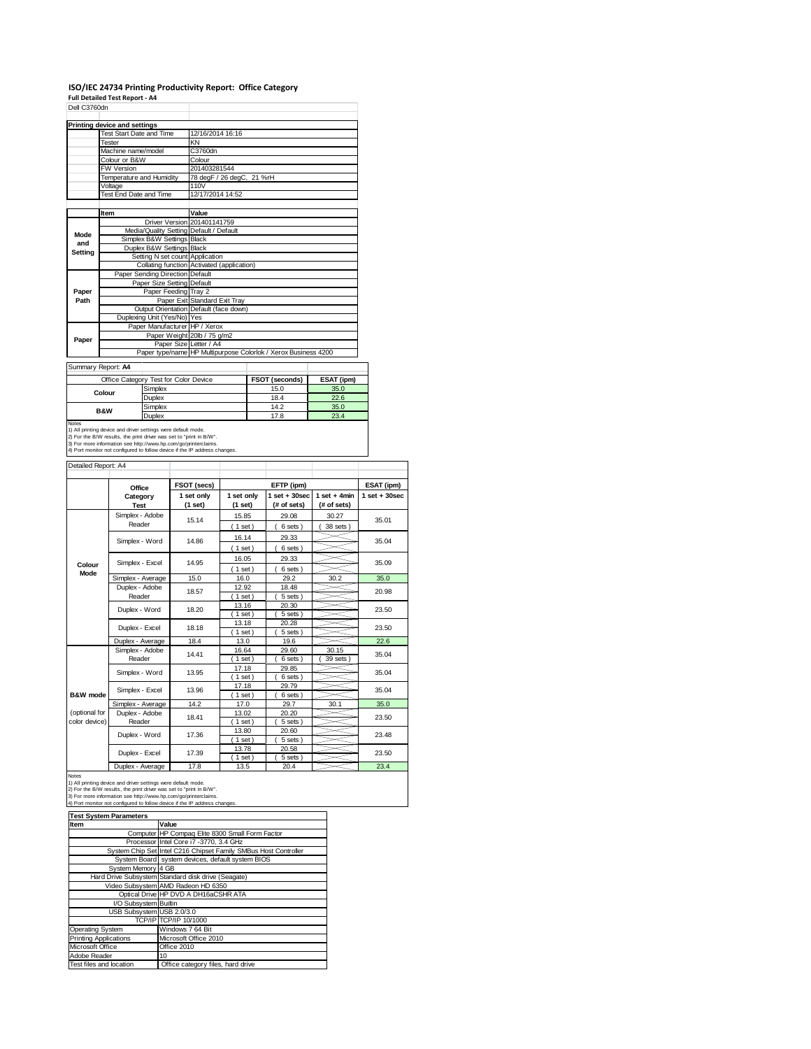# ISO/IEC 24734 Printing Productivity Report: Office Category

**Full Detailed Test Report - A4**

Dell C3760dn

| Printing device and settings | |
|---|---|
| Test Start Date and Time | 12/16/2014 16:16 |
| Tester | KN |
| Machine name/model | C3760dn |
| Colour or B&W | Colour |
| FW Version | 201403281544 |
| Temperature and Humidity | 78 degF / 26 degC, 21 %rH |
| Voltage | 110V |
| Test End Date and Time | 12/17/2014 14:52 |

| | Item | Value |
|---|---|---|
| Mode and Setting | Driver Version | 201401141759 |
| | Media/Quality Setting | Default / Default |
| | Simplex B&W Settings | Black |
| | Duplex B&W Settings | Black |
| | Setting N set count | Application |
| | Collating function | Activated (application) |
| Paper Path | Paper Sending Direction | Default |
| | Paper Size Setting | Default |
| | Paper Feeding | Tray 2 |
| | Paper Exit | Standard Exit Tray |
| | Output Orientation | Default (face down) |
| | Duplexing Unit (Yes/No) | Yes |
| Paper | Paper Manufacturer | HP / Xerox |
| | Paper Weight | 20lb / 75 g/m2 |
| | Paper Size | Letter / A4 |
| | Paper type/name | HP Multipurpose Colorlok / Xerox Business 4200 |

Summary Report: **A4**

| Office Category Test for Color Device | | FSOT (seconds) | ESAT (ipm) |
|---|---|---|---|
| Colour | Simplex | 15.0 | 35.0 |
| | Duplex | 18.4 | 22.6 |
| B&W | Simplex | 14.2 | 35.0 |
| | Duplex | 17.8 | 23.4 |

Notes
1) All printing device and driver settings were default mode.
2) For the B/W results, the print driver was set to "print in B/W".
3) For more information see http://www.hp.com/go/printerclaims.
4) Port monitor not configured to follow device if the IP address changes.

Detailed Report: A4

| | Office Category Test | FSOT (secs) 1 set only (1 set) | EFTP (ipm) 1 set only (1 set) | EFTP (ipm) 1 set + 30sec (# of sets) | EFTP (ipm) 1 set + 4min (# of sets) | ESAT (ipm) 1 set + 30sec |
|---|---|---|---|---|---|---|
| Colour Mode | Simplex - Adobe Reader | 15.14 | 15.85 (1 set) | 29.08 (6 sets) | 30.27 (38 sets) | 35.01 |
| | Simplex - Word | 14.86 | 16.14 (1 set) | 29.33 (6 sets) | | 35.04 |
| | Simplex - Excel | 14.95 | 16.05 (1 set) | 29.33 (6 sets) | | 35.09 |
| | Simplex - Average | 15.0 | 16.0 | 29.2 | 30.2 | 35.0 |
| | Duplex - Adobe Reader | 18.57 | 12.92 (1 set) | 18.48 (5 sets) | | 20.98 |
| | Duplex - Word | 18.20 | 13.16 (1 set) | 20.30 (5 sets) | | 23.50 |
| | Duplex - Excel | 18.18 | 13.18 (1 set) | 20.28 (5 sets) | | 23.50 |
| | Duplex - Average | 18.4 | 13.0 | 19.6 | | 22.6 |
| B&W mode (optional for color device) | Simplex - Adobe Reader | 14.41 | 16.64 (1 set) | 29.60 (6 sets) | 30.15 (39 sets) | 35.04 |
| | Simplex - Word | 13.95 | 17.18 (1 set) | 29.85 (6 sets) | | 35.04 |
| | Simplex - Excel | 13.96 | 17.18 (1 set) | 29.79 (6 sets) | | 35.04 |
| | Simplex - Average | 14.2 | 17.0 | 29.7 | 30.1 | 35.0 |
| | Duplex - Adobe Reader | 18.41 | 13.02 (1 set) | 20.20 (5 sets) | | 23.50 |
| | Duplex - Word | 17.36 | 13.80 (1 set) | 20.60 (5 sets) | | 23.48 |
| | Duplex - Excel | 17.39 | 13.78 (1 set) | 20.58 (5 sets) | | 23.50 |
| | Duplex - Average | 17.8 | 13.5 | 20.4 | | 23.4 |

Notes
1) All printing device and driver settings were default mode.
2) For the B/W results, the print driver was set to "print in B/W".
3) For more information see http://www.hp.com/go/printerclaims.
4) Port monitor not configured to follow device if the IP address changes.

| Test System Parameters | |
|---|---|
| **Item** | **Value** |
| Computer | HP Compaq Elite 8300 Small Form Factor |
| Processor | Intel Core i7 -3770, 3.4 GHz |
| System Chip Set | Intel C216 Chipset Family SMBus Host Controller |
| System Board | system devices, default system BIOS |
| System Memory | 4 GB |
| Hard Drive Subsystem | Standard disk drive (Seagate) |
| Video Subsystem | AMD Radeon HD 6350 |
| Optical Drive | HP DVD A DH16aCSHR ATA |
| I/O Subsystem | Builtin |
| USB Subsystem | USB 2.0/3.0 |
| TCP/IP | TCP/IP 10/1000 |
| Operating System | Windows 7 64 Bit |
| Printing Applications | Microsoft Office 2010 |
| Microsoft Office | Office 2010 |
| Adobe Reader | 10 |
| Test files and location | Office category files, hard drive |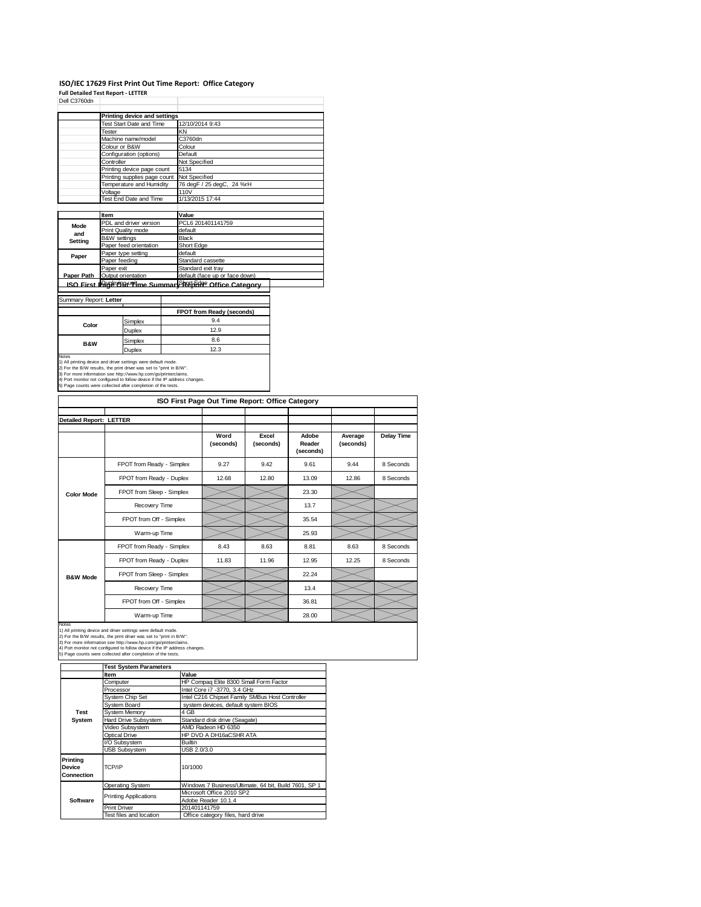# ISO/IEC 17629 First Print Out Time Report: Office Category

**Full Detailed Test Report - LETTER**

Dell C3760dn

| | Printing device and settings | |
|---|---|---|
| | Test Start Date and Time | 12/10/2014 9:43 |
| | Tester | KN |
| | Machine name/model | C3760dn |
| | Colour or B&W | Colour |
| | Configuration (options) | Default |
| | Controller | Not Specified |
| | Printing device page count | 5134 |
| | Printing supplies page count | Not Specified |
| | Temperature and Humidity | 76 degF / 25 degC, 24 %rH |
| | Voltage | 110V |
| | Test End Date and Time | 1/13/2015 17:44 |

| | Item | Value |
|---|---|---|
| Mode and Setting | PDL and driver version | PCL6 201401141759 |
| | Print Quality mode | default |
| | B&W settings | Black |
| | Paper feed orientation | Short Edge |
| Paper | Paper type setting | default |
| | Paper feeding | Standard cassette |
| | Paper exit | Standard exit tray |
| Paper Path | Output orientation | default (face up or face down) |
| | Duplexing unit | Short Edge |

## ISO First Page Out Time Summary Report: Office Category

Summary Report: **Letter**

| | | FPOT from Ready (seconds) |
|---|---|---|
| Color | Simplex | 9.4 |
| | Duplex | 12.9 |
| B&W | Simplex | 8.6 |
| | Duplex | 12.3 |

Notes
1) All printing device and driver settings were default mode.
2) For the B/W results, the print driver was set to "print in B/W".
3) For more information see http://www.hp.com/go/printerclaims.
4) Port monitor not configured to follow device if the IP address changes.
5) Page counts were collected after completion of the tests.

## ISO First Page Out Time Report: Office Category

**Detailed Report: LETTER**

| | | Word (seconds) | Excel (seconds) | Adobe Reader (seconds) | Average (seconds) | Delay Time |
|---|---|---|---|---|---|---|
| Color Mode | FPOT from Ready - Simplex | 9.27 | 9.42 | 9.61 | 9.44 | 8 Seconds |
| | FPOT from Ready - Duplex | 12.68 | 12.80 | 13.09 | 12.86 | 8 Seconds |
| | FPOT from Sleep - Simplex | | | 23.30 | | |
| | Recovery Time | | | 13.7 | | |
| | FPOT from Off - Simplex | | | 35.54 | | |
| | Warm-up Time | | | 25.93 | | |
| B&W Mode | FPOT from Ready - Simplex | 8.43 | 8.63 | 8.81 | 8.63 | 8 Seconds |
| | FPOT from Ready - Duplex | 11.83 | 11.96 | 12.95 | 12.25 | 8 Seconds |
| | FPOT from Sleep - Simplex | | | 22.24 | | |
| | Recovery Time | | | 13.4 | | |
| | FPOT from Off - Simplex | | | 36.81 | | |
| | Warm-up Time | | | 28.00 | | |

Notes
1) All printing device and driver settings were default mode.
2) For the B/W results, the print driver was set to "print in B/W".
3) For more information see http://www.hp.com/go/printerclaims.
4) Port monitor not configured to follow device if the IP address changes.
5) Page counts were collected after completion of the tests.

| | Test System Parameters | |
|---|---|---|
| | Item | Value |
| Test System | Computer | HP Compaq Elite 8300 Small Form Factor |
| | Processor | Intel Core i7 -3770, 3.4 GHz |
| | System Chip Set | Intel C216 Chipset Family SMBus Host Controller |
| | System Board | system devices, default system BIOS |
| | System Memory | 4 GB |
| | Hard Drive Subsystem | Standard disk drive (Seagate) |
| | Video Subsystem | AMD Radeon HD 6350 |
| | Optical Drive | HP DVD A DH16aCSHR ATA |
| | I/O Subsystem | Builtin |
| | USB Subsystem | USB 2.0/3.0 |
| Printing Device Connection | TCP/IP | 10/1000 |
| Software | Operating System | Windows 7 Business/Ultimate, 64 bit, Build 7601, SP 1 |
| | Printing Applications | Microsoft Office 2010 SP2 |
| | | Adobe Reader 10.1.4 |
| | Print Driver | 201401141759 |
| | Test files and location | Office category files, hard drive |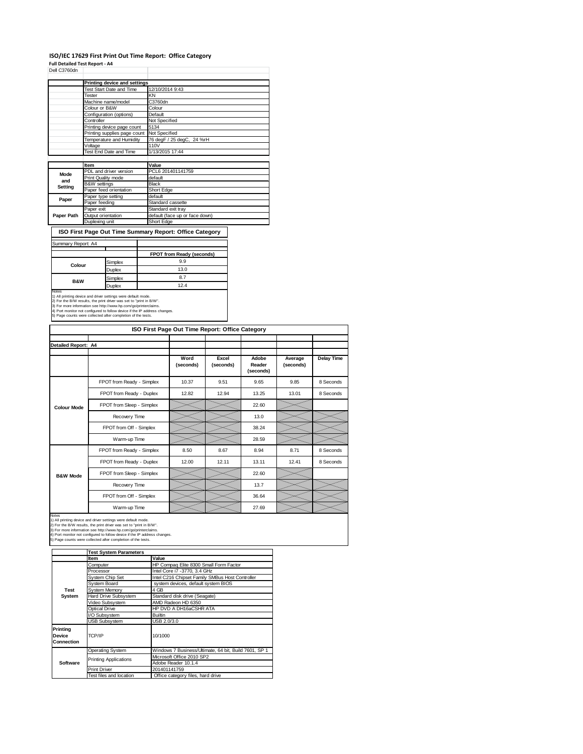# ISO/IEC 17629 First Print Out Time Report: Office Category

**Full Detailed Test Report - A4**

Dell C3760dn

| | Printing device and settings | |
|---|---|---|
| | Test Start Date and Time | 12/10/2014 9:43 |
| | Tester | KN |
| | Machine name/model | C3760dn |
| | Colour or B&W | Colour |
| | Configuration (options) | Default |
| | Controller | Not Specified |
| | Printing device page count | 5134 |
| | Printing supplies page count | Not Specified |
| | Temperature and Humidity | 76 degF / 25 degC, 24 %rH |
| | Voltage | 110V |
| | Test End Date and Time | 1/13/2015 17:44 |

| | Item | Value |
|---|---|---|
| Mode and Setting | PDL and driver version | PCL6 201401141759 |
| | Print Quality mode | default |
| | B&W settings | Black |
| | Paper feed orientation | Short Edge |
| Paper | Paper type setting | default |
| | Paper feeding | Standard cassette |
| Paper Path | Paper exit | Standard exit tray |
| | Output orientation | default (face up or face down) |
| | Duplexing unit | Short Edge |

## ISO First Page Out Time Summary Report: Office Category

Summary Report: A4

| | | FPOT from Ready (seconds) |
|---|---|---|
| Colour | Simplex | 9.9 |
| | Duplex | 13.0 |
| B&W | Simplex | 8.7 |
| | Duplex | 12.4 |

Notes
1) All printing device and driver settings were default mode.
2) For the B/W results, the print driver was set to "print in B/W".
3) For more information see http://www.hp.com/go/printerclaims.
4) Port monitor not configured to follow device if the IP address changes.
5) Page counts were collected after completion of the tests.

## ISO First Page Out Time Report: Office Category

Detailed Report: A4

| | | Word (seconds) | Excel (seconds) | Adobe Reader (seconds) | Average (seconds) | Delay Time |
|---|---|---|---|---|---|---|
| Colour Mode | FPOT from Ready - Simplex | 10.37 | 9.51 | 9.65 | 9.85 | 8 Seconds |
| | FPOT from Ready - Duplex | 12.82 | 12.94 | 13.25 | 13.01 | 8 Seconds |
| | FPOT from Sleep - Simplex | | | 22.60 | | |
| | Recovery Time | | | 13.0 | | |
| | FPOT from Off - Simplex | | | 38.24 | | |
| | Warm-up Time | | | 28.59 | | |
| B&W Mode | FPOT from Ready - Simplex | 8.50 | 8.67 | 8.94 | 8.71 | 8 Seconds |
| | FPOT from Ready - Duplex | 12.00 | 12.11 | 13.11 | 12.41 | 8 Seconds |
| | FPOT from Sleep - Simplex | | | 22.60 | | |
| | Recovery Time | | | 13.7 | | |
| | FPOT from Off - Simplex | | | 36.64 | | |
| | Warm-up Time | | | 27.69 | | |

Notes
1) All printing device and driver settings were default mode.
2) For the B/W results, the print driver was set to "print in B/W".
3) For more information see http://www.hp.com/go/printerclaims.
4) Port monitor not configured to follow device if the IP address changes.
5) Page counts were collected after completion of the tests.

| | Test System Parameters | |
|---|---|---|
| | Item | Value |
| Test System | Computer | HP Compaq Elite 8300 Small Form Factor |
| | Processor | Intel Core i7 -3770, 3.4 GHz |
| | System Chip Set | Intel C216 Chipset Family SMBus Host Controller |
| | System Board | system devices, default system BIOS |
| | System Memory | 4 GB |
| | Hard Drive Subsystem | Standard disk drive (Seagate) |
| | Video Subsystem | AMD Radeon HD 6350 |
| | Optical Drive | HP DVD A DH16aCSHR ATA |
| | I/O Subsystem | Builtin |
| | USB Subsystem | USB 2.0/3.0 |
| Printing Device Connection | TCP/IP | 10/1000 |
| Software | Operating System | Windows 7 Business/Ultimate, 64 bit, Build 7601, SP 1 |
| | Printing Applications | Microsoft Office 2010 SP2 |
| | | Adobe Reader 10.1.4 |
| | Print Driver | 201401141759 |
| | Test files and location | Office category files, hard drive |